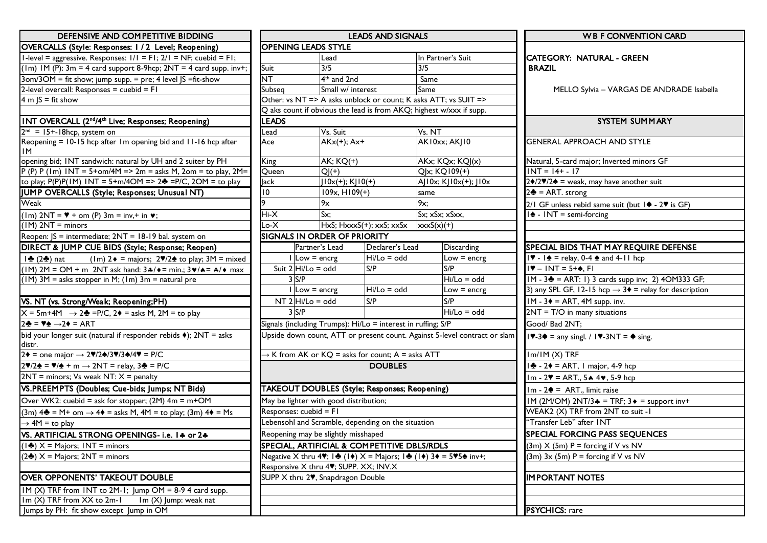# WBF CONVENTION CARD

CATEGORY: NATURAL - GREEN
BRAZIL

MELLO Sylvia – VARGAS DE ANDRADE Isabella

## SYSTEM SUMMARY

### GENERAL APPROACH AND STYLE

Natural, 5-card major; Inverted minors GF
1NT = 14+ - 17
2♦/2♥/2♠ = weak, may have another suit
2♣ = ART. strong
2/1 GF unless rebid same suit (but 1♠ - 2♥ is GF)
1♠ - 1NT = semi-forcing

### SPECIAL BIDS THAT MAY REQUIRE DEFENSE

1♥ - 1♠ = relay, 0-4 ♠ and 4-11 hcp
1♥ – 1NT = 5+♠, F1
1M - 3♣ = ART: 1) 3 cards supp inv; 2) 4OM333 GF;
3) any SPL GF, 12-15 hcp → 3♦ = relay for description
1M - 3♦ = ART, 4M supp. inv.
2NT = T/O in many situations
Good/ Bad 2NT;
1♥-3♠ = any singl. / 1♥-3NT = ♠ sing.
1m/1M (X) TRF
1♣ - 2♦ = ART, 1 major, 4-9 hcp
1m - 2♥ = ART., 5♠ 4♥, 5-9 hcp
1m - 2♠ = ART., limit raise
1M (2M/OM) 2NT/3♣ = TRF; 3♦ = support inv+
WEAK2 (X) TRF from 2NT to suit -1
"Transfer Leb" after 1NT

### SPECIAL FORCING PASS SEQUENCES

(3m) X (5m) P = forcing if V vs NV
(3m) 3x (5m) P = forcing if V vs NV

### IMPORTANT NOTES

### PSYCHICS: rare

## DEFENSIVE AND COMPETITIVE BIDDING

### OVERCALLS (Style: Responses: 1 / 2 Level; Reopening)

1-level = aggressive. Responses: 1/1 = F1; 2/1 = NF; cuebid = F1;
(1m) 1M (P): 3m = 4 card support 8-9hcp; 2NT = 4 card supp. inv+;
3om/3OM = fit show; jump supp. = pre; 4 level JS =fit-show
2-level overcall: Responses = cuebid = F1
4 m JS = fit show

### 1NT OVERCALL (2nd/4th Live; Responses; Reopening)

2nd = 15+-18hcp, system on
Reopening = 10-15 hcp after 1m opening bid and 11-16 hcp after 1M opening bid; 1NT sandwich: natural by UH and 2 suiter by PH
P (P) P (1m) 1NT = 5+om/4M => 2m = asks M, 2om = to play, 2M= to play; P(P)P(1M) 1NT = 5+m/4OM => 2♣ =P/C, 2OM = to play

### JUMP OVERCALLS (Style; Responses; Unusual NT)

Weak
(1m) 2NT = ♥ + om (P) 3m = inv,+ in ♥;
(1M) 2NT = minors
Reopen: JS = intermediate; 2NT = 18-19 bal. system on

### DIRECT & JUMP CUE BIDS (Style; Response; Reopen)

1♣ (2♣) nat (1m) 2♦ = majors; 2♥/2♠ to play; 3M = mixed
(1M) 2M = OM + m 2NT ask hand: 3♣/♦= min.; 3♥/♠= ♣/♦ max
(1M) 3M = asks stopper in M; (1m) 3m = natural pre

### VS. NT (vs. Strong/Weak; Reopening;PH)

X = 5m+4M → 2♣ =P/C, 2♦ = asks M, 2M = to play
2♣ = ♥♠ →2♦ = ART
bid your longer suit (natural if responder rebids ♦); 2NT = asks distr.
2♦ = one major → 2♥/2♠/3♥/3♠/4♥ = P/C
2♥/2♠ = ♥/♠ + m → 2NT = relay, 3♣ = P/C
2NT = minors; Vs weak NT: X = penalty

### VS.PREEMPTS (Doubles; Cue-bids; Jumps; NT Bids)

Over WK2: cuebid = ask for stopper; (2M) 4m = m+OM
(3m) 4♣ = M+ om → 4♦ = asks M, 4M = to play; (3m) 4♦ = Ms → 4M = to play

### VS. ARTIFICIAL STRONG OPENINGS- i.e. 1♣ or 2♣

(1♣) X = Majors; 1NT = minors
(2♣) X = Majors; 2NT = minors

### OVER OPPONENTS' TAKEOUT DOUBLE

1M (X) TRF from 1NT to 2M-1; Jump OM = 8-9 4 card supp.
1m (X) TRF from XX to 2m-1 1m (X) Jump: weak nat
Jumps by PH: fit show except Jump in OM

## LEADS AND SIGNALS

### OPENING LEADS STYLE

| | Lead | In Partner's Suit |
|---|---|---|
| Suit | 3/5 | 3/5 |
| NT | 4th and 2nd | Same |
| Subseq | Small w/ interest | Same |

Other: vs NT => A asks unblock or count; K asks ATT; vs SUIT => Q aks count if obvious the lead is from AKQ; highest w/xxx if supp.

### LEADS

| Lead | Vs. Suit | Vs. NT |
|---|---|---|
| Ace | AKx(+); Ax+ | AK10xx; AKJ10 |
| King | AK; KQ(+) | AKx; KQx; KQJ(x) |
| Queen | QJ(+) | QJx; KQ109(+) |
| Jack | J10x(+); KJ10(+) | AJ10x; KJ10x(+); J10x |
| 10 | 109x, H109(+) | same |
| 9 | 9x | 9x; |
| Hi-X | Sx; | Sx; xSx; xSxx, |
| Lo-X | HxS; HxxxS(+); xxS; xxSx | xxxS(x)(+) |

### SIGNALS IN ORDER OF PRIORITY

| | | Partner's Lead | Declarer's Lead | Discarding |
|---|---|---|---|---|
| Suit | 1 | Low = encrg | Hi/Lo = odd | Low = encrg |
| | 2 | Hi/Lo = odd | S/P | S/P |
| | 3 | S/P | | Hi/Lo = odd |
| NT | 1 | Low = encrg | Hi/Lo = odd | Low = encrg |
| | 2 | Hi/Lo = odd | S/P | S/P |
| | 3 | S/P | | Hi/Lo = odd |

Signals (including Trumps): Hi/Lo = interest in ruffing; S/P
Upside down count, ATT or present count. Against 5-level contract or slam
→ K from AK or KQ = asks for count; A = asks ATT

## DOUBLES

### TAKEOUT DOUBLES (Style; Responses; Reopening)

May be lighter with good distribution;
Responses: cuebid = F1
Lebensohl and Scramble, depending on the situation
Reopening may be slightly misshaped

### SPECIAL, ARTIFICIAL & COMPETITIVE DBLS/RDLS

Negative X thru 4♥; 1♣ (1♦) X = Majors; 1♣ (1♦) 3♦ = 5♥5♠ inv+;
Responsive X thru 4♥; SUPP. XX; INV.X
SUPP X thru 2♥, Snapdragon Double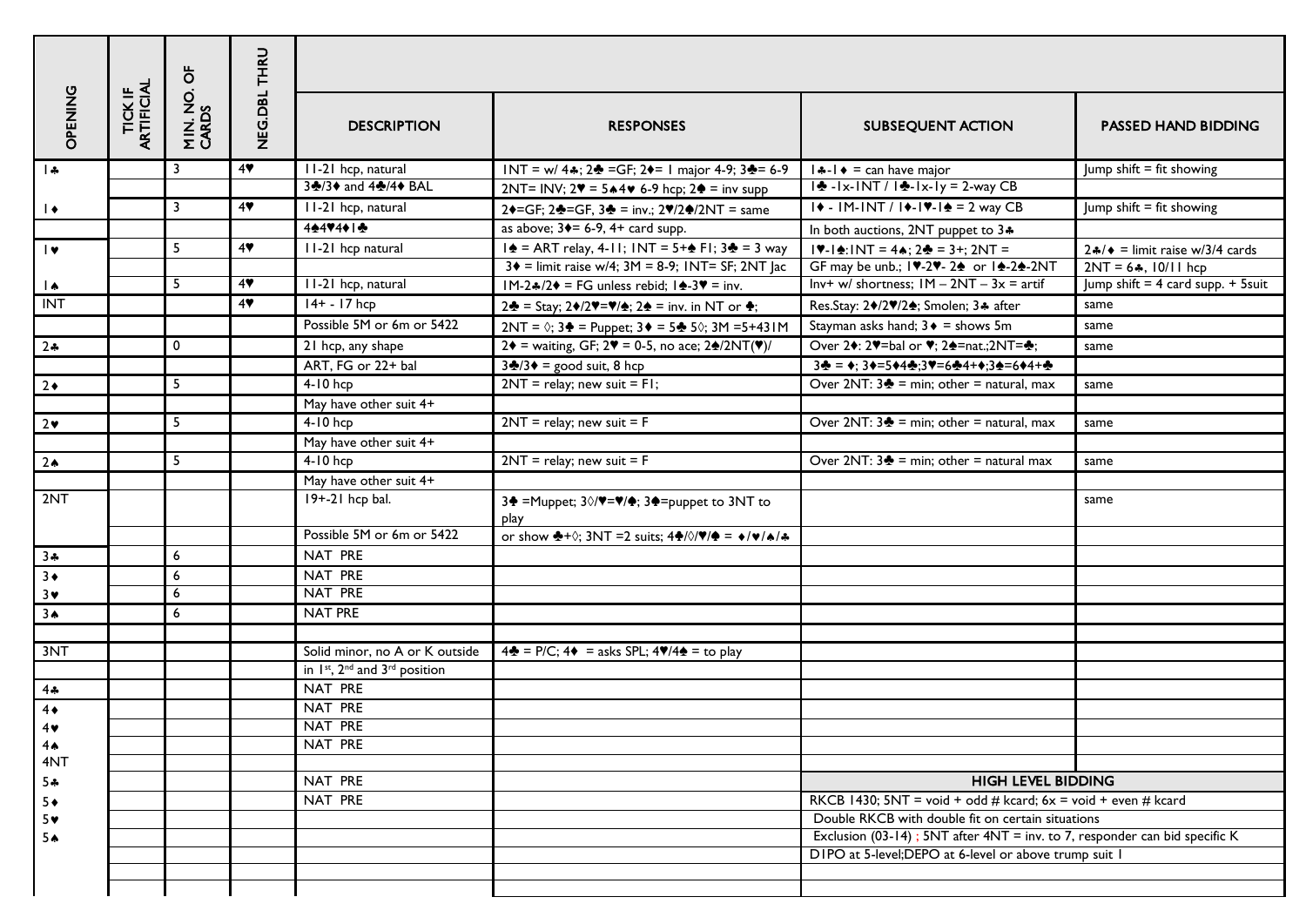| OPENING | TICK IF ARTIFICIAL | MIN. NO. OF CARDS | NEG.DBL THRU | DESCRIPTION | RESPONSES | SUBSEQUENT ACTION | PASSED HAND BIDDING |
|---|---|---|---|---|---|---|---|
| 1♣ | | 3 | 4♥ | 11-21 hcp, natural | 1NT = w/ 4♣; 2♣ =GF; 2♦= 1 major 4-9; 3♣= 6-9 | 1♣-1♦ = can have major | Jump shift = fit showing |
| | | | | 3♣/3♦ and 4♣/4♦ BAL | 2NT= INV; 2♥ = 5♠4♥ 6-9 hcp; 2♠ = inv supp | 1♣ -1x-1NT / 1♣-1x-1y = 2-way CB | |
| 1♦ | | 3 | 4♥ | 11-21 hcp, natural | 2♦=GF; 2♣=GF, 3♣ = inv.; 2♥/2♠/2NT = same | 1♦ - 1M-1NT / 1♦-1♥-1♠ = 2 way CB | Jump shift = fit showing |
| | | | | 4♠4♥4♦1♣ | as above; 3♦= 6-9, 4+ card supp. | In both auctions, 2NT puppet to 3♣ | |
| 1♥ | | 5 | 4♥ | 11-21 hcp natural | 1♠ = ART relay, 4-11; 1NT = 5+♠ F1; 3♣ = 3 way | 1♥-1♠:1NT = 4♠; 2♣ = 3+; 2NT = | 2♣/♦ = limit raise w/3/4 cards |
| | | | | | 3♦ = limit raise w/4; 3M = 8-9; 1NT= SF; 2NT Jac | GF may be unb.; 1♥-2♥- 2♠ or 1♠-2♠-2NT | 2NT = 6♣, 10/11 hcp |
| 1♠ | | 5 | 4♥ | 11-21 hcp, natural | 1M-2♣/2♦ = FG unless rebid; 1♠-3♥ = inv. | Inv+ w/ shortness; 1M – 2NT – 3x = artif | Jump shift = 4 card supp. + 5suit |
| 1NT | | | 4♥ | 14+ - 17 hcp | 2♣ = Stay; 2♦/2♥=♥/♠; 2♠ = inv. in NT or ♣; | Res.Stay: 2♦/2♥/2♠; Smolen; 3♣ after | same |
| | | | | Possible 5M or 6m or 5422 | 2NT = ◊; 3♠ = Puppet; 3♦ = 5♣ 5◊; 3M =5+431M | Stayman asks hand; 3♦ = shows 5m | same |
| 2♣ | | 0 | | 21 hcp, any shape | 2♦ = waiting, GF; 2♥ = 0-5, no ace; 2♠/2NT(♥)/ | Over 2♦: 2♥=bal or ♥; 2♠=nat.;2NT=♣; | same |
| | | | | ART, FG or 22+ bal | 3♣/3♦ = good suit, 8 hcp | 3♣ = ♦; 3♦=5♦4♣;3♥=6♣4+♦;3♠=6♦4+♣ | |
| 2♦ | | 5 | | 4-10 hcp | 2NT = relay; new suit = FI; | Over 2NT: 3♣ = min; other = natural, max | same |
| | | | | May have other suit 4+ | | | |
| 2♥ | | 5 | | 4-10 hcp | 2NT = relay; new suit = F | Over 2NT: 3♣ = min; other = natural, max | same |
| | | | | May have other suit 4+ | | | |
| 2♠ | | 5 | | 4-10 hcp | 2NT = relay; new suit = F | Over 2NT: 3♣ = min; other = natural max | same |
| | | | | May have other suit 4+ | | | |
| 2NT | | | | 19+-21 hcp bal. | 3♣ =Muppet; 3◊/♥=♥/♠; 3♠=puppet to 3NT to play | | same |
| | | | | Possible 5M or 6m or 5422 | or show ♣+◊; 3NT =2 suits; 4♣/◊/♥/♠ = ♦/♥/♠/♣ | | |
| 3♣ | | 6 | | NAT PRE | | | |
| 3♦ | | 6 | | NAT PRE | | | |
| 3♥ | | 6 | | NAT PRE | | | |
| 3♠ | | 6 | | NAT PRE | | | |
| | | | | | | | |
| 3NT | | | | Solid minor, no A or K outside | 4♣ = P/C; 4♦ = asks SPL; 4♥/4♠ = to play | | |
| | | | | in 1st, 2nd and 3rd position | | | |
| 4♣ | | | | NAT PRE | | | |
| 4♦ | | | | NAT PRE | | | |
| 4♥ | | | | NAT PRE | | | |
| 4♠ | | | | NAT PRE | | | |
| 4NT | | | | | | | |
| 5♣ | | | | NAT PRE | | **HIGH LEVEL BIDDING** | |
| 5♦ | | | | NAT PRE | | RKCB 1430; 5NT = void + odd # kcard; 6x = void + even # kcard | |
| 5♥ | | | | | | Double RKCB with double fit on certain situations | |
| 5♠ | | | | | | Exclusion (03-14) ; 5NT after 4NT = inv. to 7, responder can bid specific K | |
| | | | | | | D1PO at 5-level;DEPO at 6-level or above trump suit 1 | |